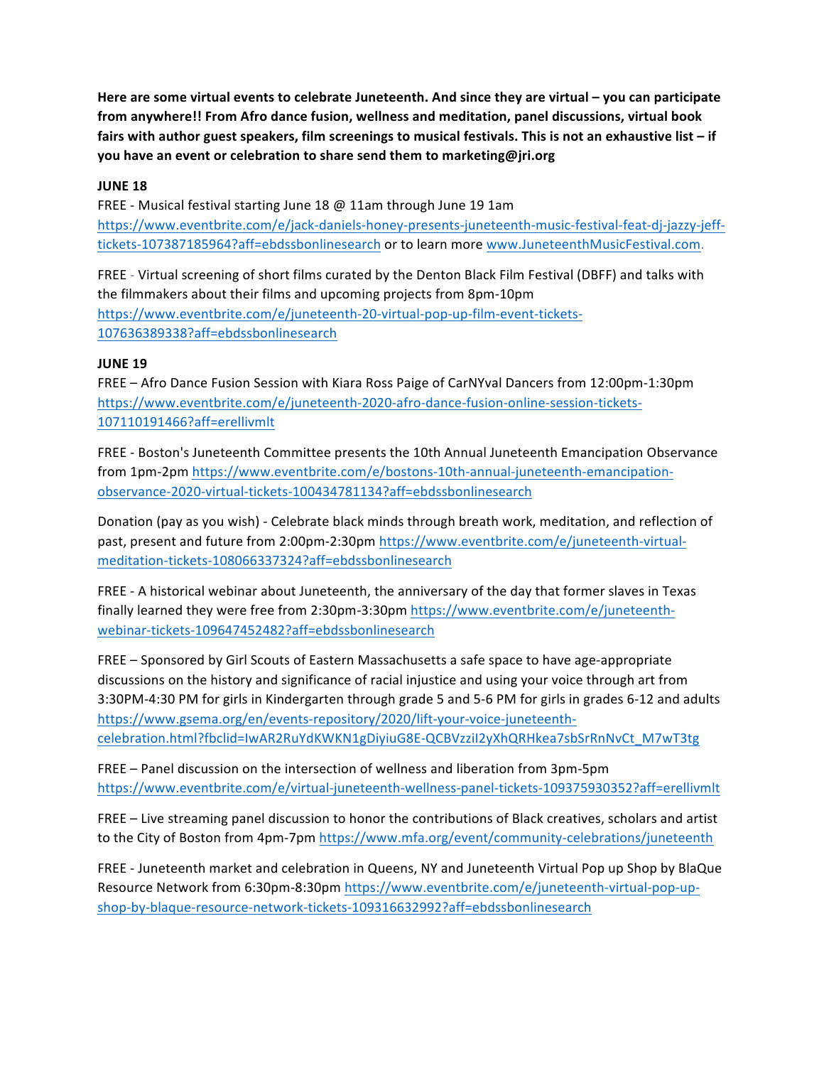**Here are some virtual events to celebrate Juneteenth. And since they are virtual – you can participate from anywhere!! From Afro dance fusion, wellness and meditation, panel discussions, virtual book fairs with author guest speakers, film screenings to musical festivals. This is not an exhaustive list – if you have an event or celebration to share send them to marketing@jri.org**

**JUNE 18**

FREE - Musical festival starting June 18 @ 11am through June 19 1am https://www.eventbrite.com/e/jack-daniels-honey-presents-juneteenth-music-festival-feat-dj-jazzy-jeff-tickets-107387185964?aff=ebdssbonlinesearch or to learn more www.JuneteenthMusicFestival.com.

FREE - Virtual screening of short films curated by the Denton Black Film Festival (DBFF) and talks with the filmmakers about their films and upcoming projects from 8pm-10pm https://www.eventbrite.com/e/juneteenth-20-virtual-pop-up-film-event-tickets-107636389338?aff=ebdssbonlinesearch

**JUNE 19**

FREE – Afro Dance Fusion Session with Kiara Ross Paige of CarNYval Dancers from 12:00pm-1:30pm https://www.eventbrite.com/e/juneteenth-2020-afro-dance-fusion-online-session-tickets-107110191466?aff=erellivmlt

FREE - Boston's Juneteenth Committee presents the 10th Annual Juneteenth Emancipation Observance from 1pm-2pm https://www.eventbrite.com/e/bostons-10th-annual-juneteenth-emancipation-observance-2020-virtual-tickets-100434781134?aff=ebdssbonlinesearch

Donation (pay as you wish) - Celebrate black minds through breath work, meditation, and reflection of past, present and future from 2:00pm-2:30pm https://www.eventbrite.com/e/juneteenth-virtual-meditation-tickets-108066337324?aff=ebdssbonlinesearch

FREE - A historical webinar about Juneteenth, the anniversary of the day that former slaves in Texas finally learned they were free from 2:30pm-3:30pm https://www.eventbrite.com/e/juneteenth-webinar-tickets-109647452482?aff=ebdssbonlinesearch

FREE – Sponsored by Girl Scouts of Eastern Massachusetts a safe space to have age-appropriate discussions on the history and significance of racial injustice and using your voice through art from 3:30PM-4:30 PM for girls in Kindergarten through grade 5 and 5-6 PM for girls in grades 6-12 and adults https://www.gsema.org/en/events-repository/2020/lift-your-voice-juneteenth-celebration.html?fbclid=IwAR2RuYdKWKN1gDiyiuG8E-QCBVzziI2yXhQRHkea7sbSrRnNvCt_M7wT3tg

FREE – Panel discussion on the intersection of wellness and liberation from 3pm-5pm https://www.eventbrite.com/e/virtual-juneteenth-wellness-panel-tickets-109375930352?aff=erellivmlt

FREE – Live streaming panel discussion to honor the contributions of Black creatives, scholars and artist to the City of Boston from 4pm-7pm https://www.mfa.org/event/community-celebrations/juneteenth

FREE - Juneteenth market and celebration in Queens, NY and Juneteenth Virtual Pop up Shop by BlaQue Resource Network from 6:30pm-8:30pm https://www.eventbrite.com/e/juneteenth-virtual-pop-up-shop-by-blaque-resource-network-tickets-109316632992?aff=ebdssbonlinesearch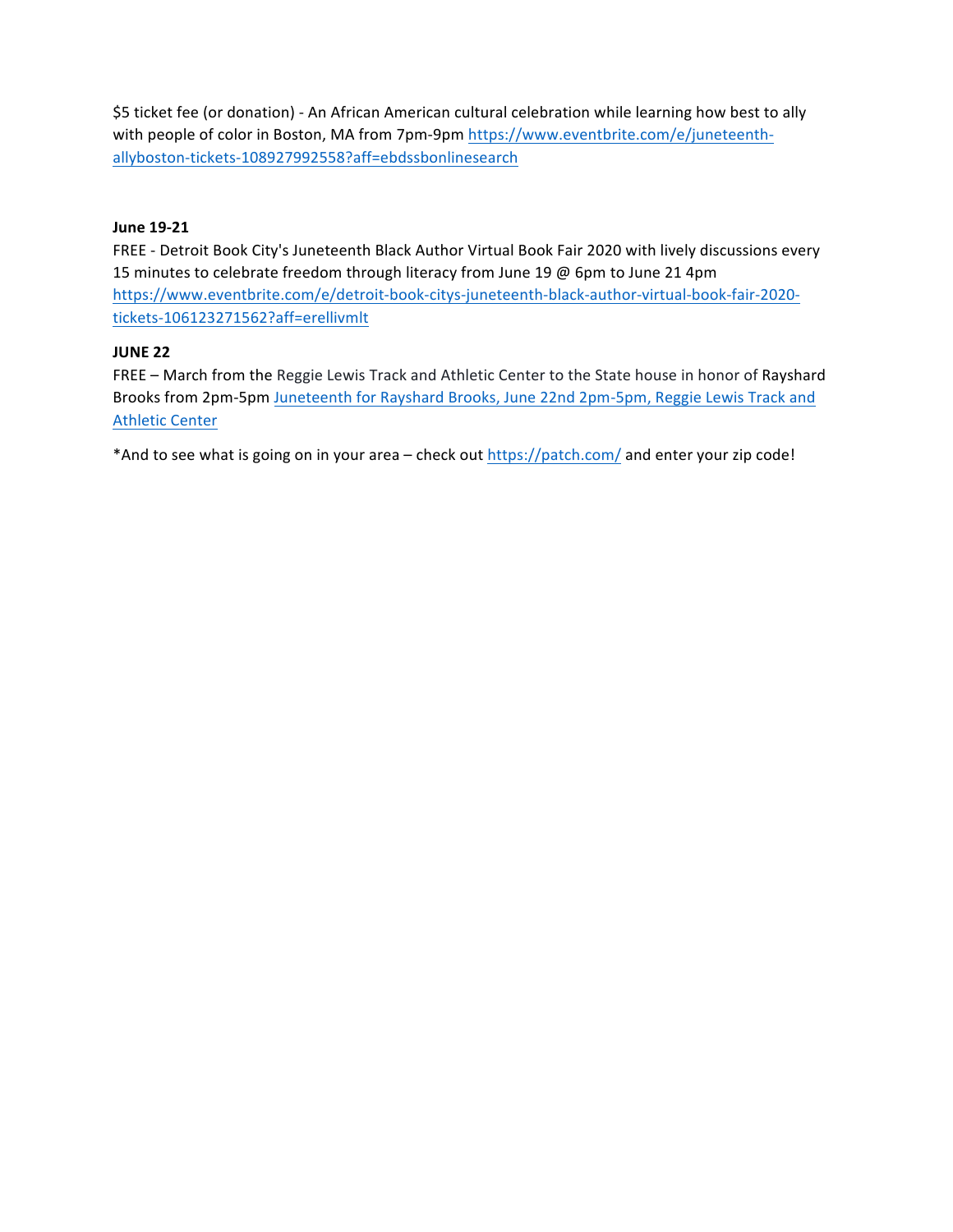$5 ticket fee (or donation) - An African American cultural celebration while learning how best to ally with people of color in Boston, MA from 7pm-9pm https://www.eventbrite.com/e/juneteenth-allyboston-tickets-108927992558?aff=ebdssbonlinesearch

**June 19-21**

FREE - Detroit Book City's Juneteenth Black Author Virtual Book Fair 2020 with lively discussions every 15 minutes to celebrate freedom through literacy from June 19 @ 6pm to June 21 4pm https://www.eventbrite.com/e/detroit-book-citys-juneteenth-black-author-virtual-book-fair-2020-tickets-106123271562?aff=erellivmlt

**JUNE 22**

FREE – March from the Reggie Lewis Track and Athletic Center to the State house in honor of Rayshard Brooks from 2pm-5pm Juneteenth for Rayshard Brooks, June 22nd 2pm-5pm, Reggie Lewis Track and Athletic Center

*And to see what is going on in your area – check out https://patch.com/ and enter your zip code!